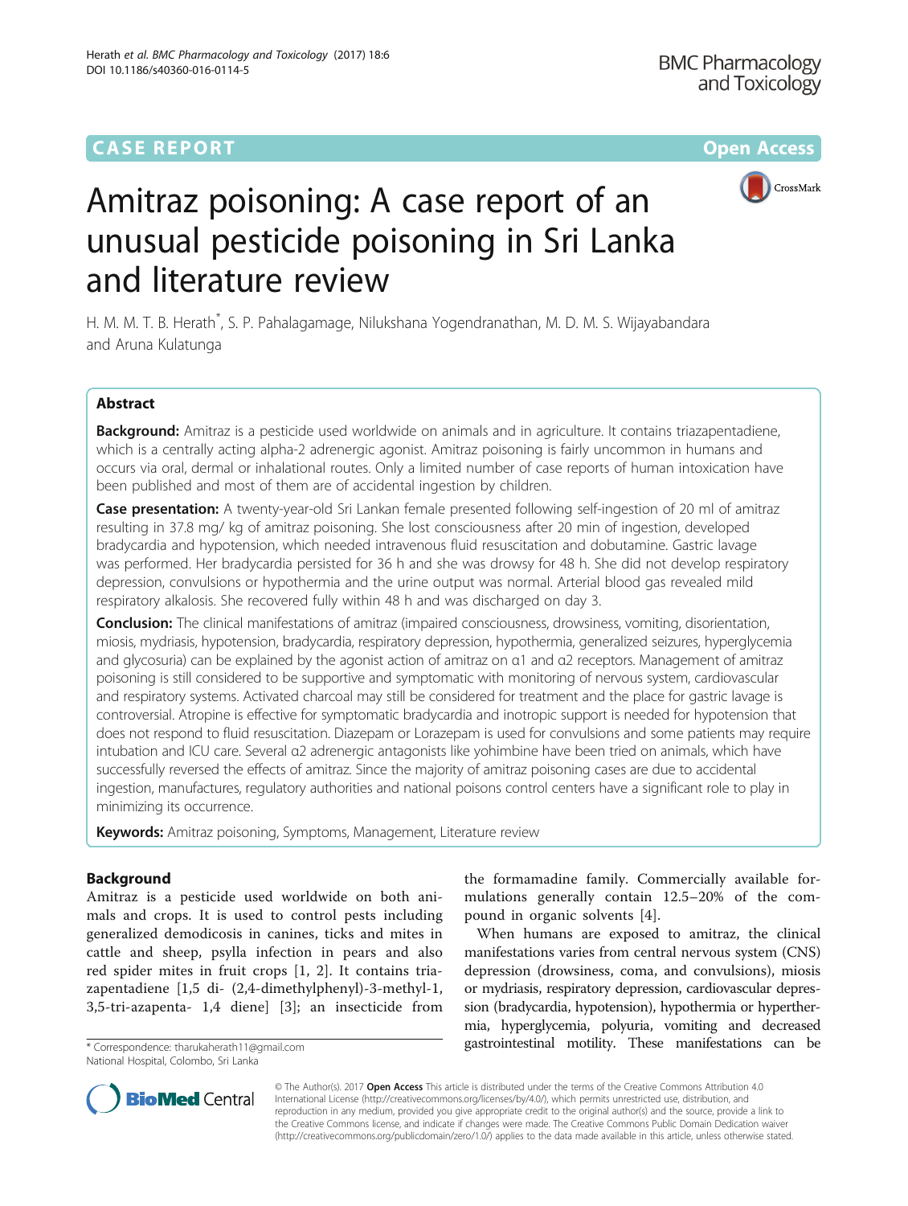CASE REPORT

Open Access

# Amitraz poisoning: A case report of an unusual pesticide poisoning in Sri Lanka and literature review

H. M. M. T. B. Herath*, S. P. Pahalagamage, Nilukshana Yogendranathan, M. D. M. S. Wijayabandara and Aruna Kulatunga

## Abstract

**Background:** Amitraz is a pesticide used worldwide on animals and in agriculture. It contains triazapentadiene, which is a centrally acting alpha-2 adrenergic agonist. Amitraz poisoning is fairly uncommon in humans and occurs via oral, dermal or inhalational routes. Only a limited number of case reports of human intoxication have been published and most of them are of accidental ingestion by children.

**Case presentation:** A twenty-year-old Sri Lankan female presented following self-ingestion of 20 ml of amitraz resulting in 37.8 mg/ kg of amitraz poisoning. She lost consciousness after 20 min of ingestion, developed bradycardia and hypotension, which needed intravenous fluid resuscitation and dobutamine. Gastric lavage was performed. Her bradycardia persisted for 36 h and she was drowsy for 48 h. She did not develop respiratory depression, convulsions or hypothermia and the urine output was normal. Arterial blood gas revealed mild respiratory alkalosis. She recovered fully within 48 h and was discharged on day 3.

**Conclusion:** The clinical manifestations of amitraz (impaired consciousness, drowsiness, vomiting, disorientation, miosis, mydriasis, hypotension, bradycardia, respiratory depression, hypothermia, generalized seizures, hyperglycemia and glycosuria) can be explained by the agonist action of amitraz on α1 and α2 receptors. Management of amitraz poisoning is still considered to be supportive and symptomatic with monitoring of nervous system, cardiovascular and respiratory systems. Activated charcoal may still be considered for treatment and the place for gastric lavage is controversial. Atropine is effective for symptomatic bradycardia and inotropic support is needed for hypotension that does not respond to fluid resuscitation. Diazepam or Lorazepam is used for convulsions and some patients may require intubation and ICU care. Several α2 adrenergic antagonists like yohimbine have been tried on animals, which have successfully reversed the effects of amitraz. Since the majority of amitraz poisoning cases are due to accidental ingestion, manufactures, regulatory authorities and national poisons control centers have a significant role to play in minimizing its occurrence.

**Keywords:** Amitraz poisoning, Symptoms, Management, Literature review

## Background

Amitraz is a pesticide used worldwide on both animals and crops. It is used to control pests including generalized demodicosis in canines, ticks and mites in cattle and sheep, psylla infection in pears and also red spider mites in fruit crops [1, 2]. It contains triazapentadiene [1,5 di- (2,4-dimethylphenyl)-3-methyl-1, 3,5-tri-azapenta- 1,4 diene] [3]; an insecticide from the formamadine family. Commercially available formulations generally contain 12.5–20% of the compound in organic solvents [4].

When humans are exposed to amitraz, the clinical manifestations varies from central nervous system (CNS) depression (drowsiness, coma, and convulsions), miosis or mydriasis, respiratory depression, cardiovascular depression (bradycardia, hypotension), hypothermia or hyperthermia, hyperglycemia, polyuria, vomiting and decreased gastrointestinal motility. These manifestations can be

\* Correspondence: tharukaherath11@gmail.com
National Hospital, Colombo, Sri Lanka

© The Author(s). 2017 **Open Access** This article is distributed under the terms of the Creative Commons Attribution 4.0 International License (http://creativecommons.org/licenses/by/4.0/), which permits unrestricted use, distribution, and reproduction in any medium, provided you give appropriate credit to the original author(s) and the source, provide a link to the Creative Commons license, and indicate if changes were made. The Creative Commons Public Domain Dedication waiver (http://creativecommons.org/publicdomain/zero/1.0/) applies to the data made available in this article, unless otherwise stated.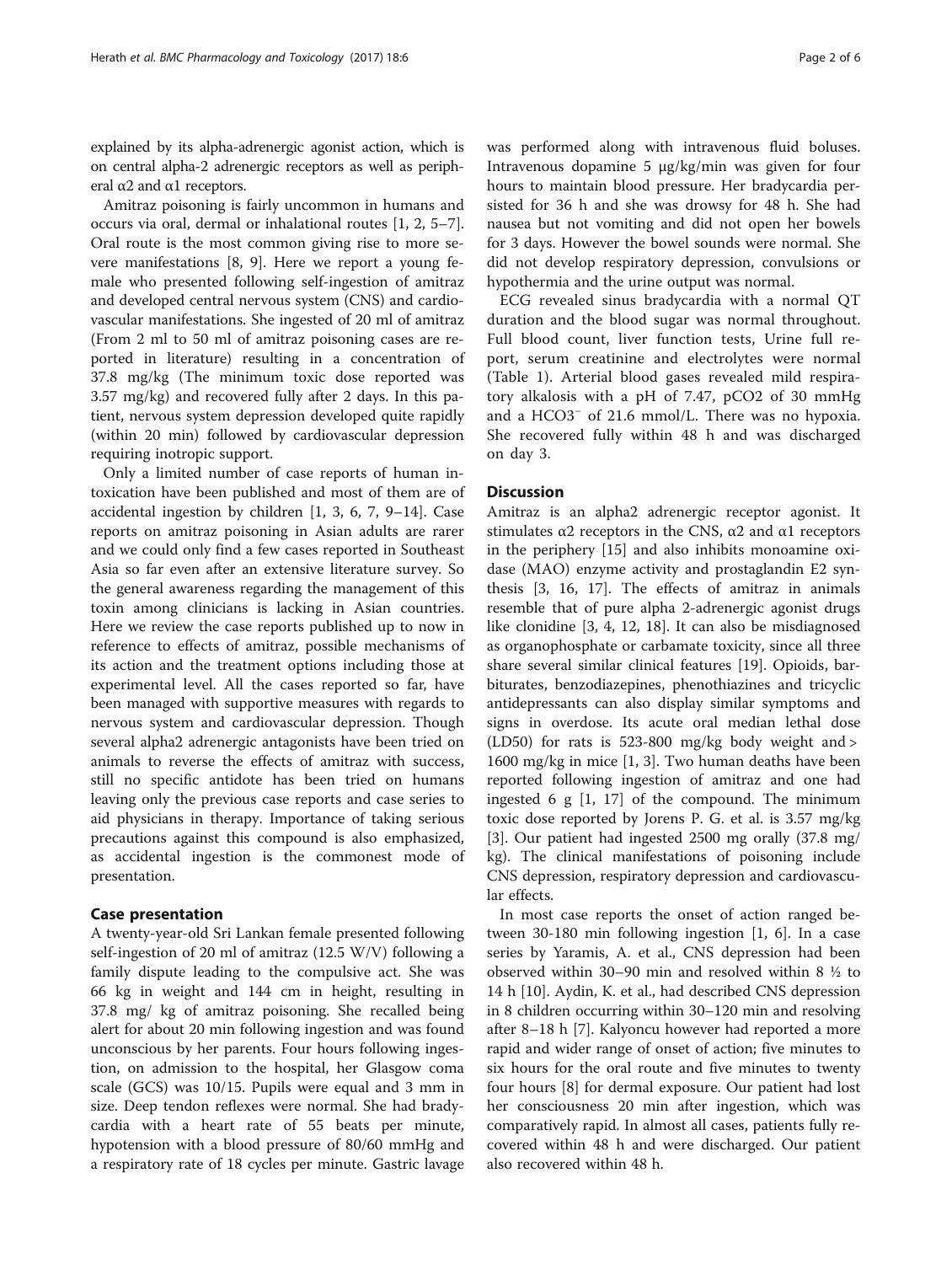explained by its alpha-adrenergic agonist action, which is on central alpha-2 adrenergic receptors as well as peripheral $\alpha 2$ and $\alpha 1$ receptors.

Amitraz poisoning is fairly uncommon in humans and occurs via oral, dermal or inhalational routes [1, 2, 5–7]. Oral route is the most common giving rise to more severe manifestations [8, 9]. Here we report a young female who presented following self-ingestion of amitraz and developed central nervous system (CNS) and cardiovascular manifestations. She ingested of 20 ml of amitraz (From 2 ml to 50 ml of amitraz poisoning cases are reported in literature) resulting in a concentration of 37.8 mg/kg (The minimum toxic dose reported was 3.57 mg/kg) and recovered fully after 2 days. In this patient, nervous system depression developed quite rapidly (within 20 min) followed by cardiovascular depression requiring inotropic support.

Only a limited number of case reports of human intoxication have been published and most of them are of accidental ingestion by children [1, 3, 6, 7, 9–14]. Case reports on amitraz poisoning in Asian adults are rarer and we could only find a few cases reported in Southeast Asia so far even after an extensive literature survey. So the general awareness regarding the management of this toxin among clinicians is lacking in Asian countries. Here we review the case reports published up to now in reference to effects of amitraz, possible mechanisms of its action and the treatment options including those at experimental level. All the cases reported so far, have been managed with supportive measures with regards to nervous system and cardiovascular depression. Though several alpha2 adrenergic antagonists have been tried on animals to reverse the effects of amitraz with success, still no specific antidote has been tried on humans leaving only the previous case reports and case series to aid physicians in therapy. Importance of taking serious precautions against this compound is also emphasized, as accidental ingestion is the commonest mode of presentation.

## Case presentation

A twenty-year-old Sri Lankan female presented following self-ingestion of 20 ml of amitraz (12.5 W/V) following a family dispute leading to the compulsive act. She was 66 kg in weight and 144 cm in height, resulting in 37.8 mg/ kg of amitraz poisoning. She recalled being alert for about 20 min following ingestion and was found unconscious by her parents. Four hours following ingestion, on admission to the hospital, her Glasgow coma scale (GCS) was 10/15. Pupils were equal and 3 mm in size. Deep tendon reflexes were normal. She had bradycardia with a heart rate of 55 beats per minute, hypotension with a blood pressure of 80/60 mmHg and a respiratory rate of 18 cycles per minute. Gastric lavage was performed along with intravenous fluid boluses. Intravenous dopamine 5 μg/kg/min was given for four hours to maintain blood pressure. Her bradycardia persisted for 36 h and she was drowsy for 48 h. She had nausea but not vomiting and did not open her bowels for 3 days. However the bowel sounds were normal. She did not develop respiratory depression, convulsions or hypothermia and the urine output was normal.

ECG revealed sinus bradycardia with a normal QT duration and the blood sugar was normal throughout. Full blood count, liver function tests, Urine full report, serum creatinine and electrolytes were normal (Table 1). Arterial blood gases revealed mild respiratory alkalosis with a pH of 7.47, $pCO_2$ of 30 mmHg and a $HCO_3^-$ of 21.6 mmol/L. There was no hypoxia. She recovered fully within 48 h and was discharged on day 3.

## Discussion

Amitraz is an alpha2 adrenergic receptor agonist. It stimulates $\alpha 2$ receptors in the CNS, $\alpha 2$ and $\alpha 1$ receptors in the periphery [15] and also inhibits monoamine oxidase (MAO) enzyme activity and prostaglandin E2 synthesis [3, 16, 17]. The effects of amitraz in animals resemble that of pure alpha 2-adrenergic agonist drugs like clonidine [3, 4, 12, 18]. It can also be misdiagnosed as organophosphate or carbamate toxicity, since all three share several similar clinical features [19]. Opioids, barbiturates, benzodiazepines, phenothiazines and tricyclic antidepressants can also display similar symptoms and signs in overdose. Its acute oral median lethal dose (LD50) for rats is 523-800 mg/kg body weight and > 1600 mg/kg in mice [1, 3]. Two human deaths have been reported following ingestion of amitraz and one had ingested 6 g [1, 17] of the compound. The minimum toxic dose reported by Jorens P. G. et al. is 3.57 mg/kg [3]. Our patient had ingested 2500 mg orally (37.8 mg/ kg). The clinical manifestations of poisoning include CNS depression, respiratory depression and cardiovascular effects.

In most case reports the onset of action ranged between 30-180 min following ingestion [1, 6]. In a case series by Yaramis, A. et al., CNS depression had been observed within 30–90 min and resolved within 8 ½ to 14 h [10]. Aydin, K. et al., had described CNS depression in 8 children occurring within 30–120 min and resolving after 8–18 h [7]. Kalyoncu however had reported a more rapid and wider range of onset of action; five minutes to six hours for the oral route and five minutes to twenty four hours [8] for dermal exposure. Our patient had lost her consciousness 20 min after ingestion, which was comparatively rapid. In almost all cases, patients fully recovered within 48 h and were discharged. Our patient also recovered within 48 h.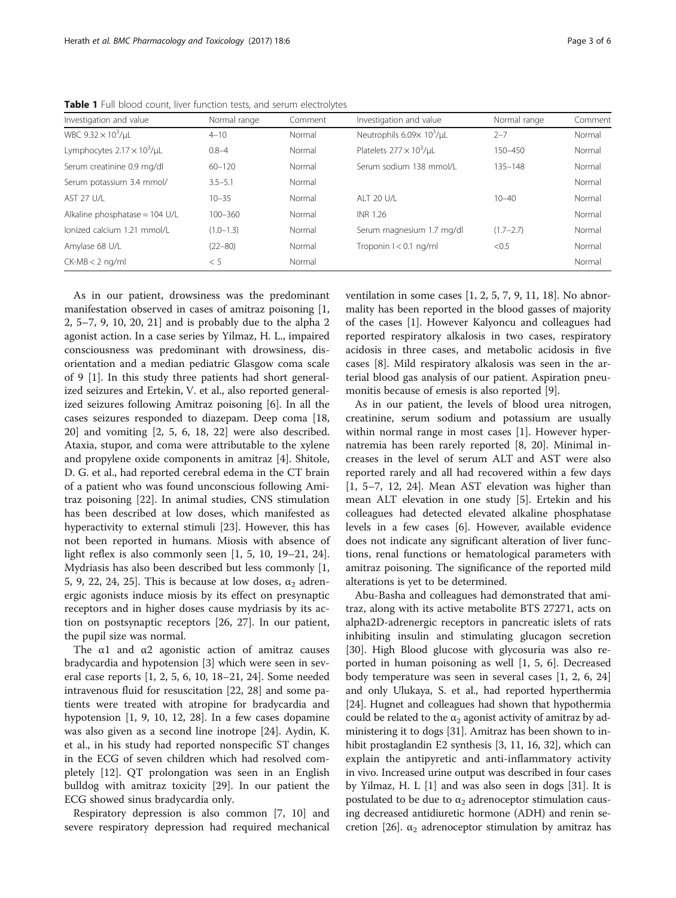**Table 1** Full blood count, liver function tests, and serum electrolytes

| Investigation and value | Normal range | Comment | Investigation and value | Normal range | Comment |
|---|---|---|---|---|---|
| WBC $9.32 \times 10^3$/μL | 4–10 | Normal | Neutrophils $6.09 \times 10^3$/μL | 2–7 | Normal |
| Lymphocytes $2.17 \times 10^3$/μL | 0.8–4 | Normal | Platelets $277 \times 10^3$/μL | 150–450 | Normal |
| Serum creatinine 0.9 mg/dl | 60–120 | Normal | Serum sodium 138 mmol/L | 135–148 | Normal |
| Serum potassium 3.4 mmol/ | 3.5–5.1 | Normal | | | Normal |
| AST 27 U/L | 10–35 | Normal | ALT 20 U/L | 10–40 | Normal |
| Alkaline phosphatase = 104 U/L | 100–360 | Normal | INR 1.26 | | Normal |
| Ionized calcium 1.21 mmol/L | (1.0–1.3) | Normal | Serum magnesium 1.7 mg/dl | (1.7–2.7) | Normal |
| Amylase 68 U/L | (22–80) | Normal | Troponin I < 0.1 ng/ml | <0.5 | Normal |
| CK-MB < 2 ng/ml | < 5 | Normal | | | Normal |

As in our patient, drowsiness was the predominant manifestation observed in cases of amitraz poisoning [1, 2, 5–7, 9, 10, 20, 21] and is probably due to the alpha 2 agonist action. In a case series by Yilmaz, H. L., impaired consciousness was predominant with drowsiness, disorientation and a median pediatric Glasgow coma scale of 9 [1]. In this study three patients had short generalized seizures and Ertekin, V. et al., also reported generalized seizures following Amitraz poisoning [6]. In all the cases seizures responded to diazepam. Deep coma [18, 20] and vomiting [2, 5, 6, 18, 22] were also described. Ataxia, stupor, and coma were attributable to the xylene and propylene oxide components in amitraz [4]. Shitole, D. G. et al., had reported cerebral edema in the CT brain of a patient who was found unconscious following Amitraz poisoning [22]. In animal studies, CNS stimulation has been described at low doses, which manifested as hyperactivity to external stimuli [23]. However, this has not been reported in humans. Miosis with absence of light reflex is also commonly seen [1, 5, 10, 19–21, 24]. Mydriasis has also been described but less commonly [1, 5, 9, 22, 24, 25]. This is because at low doses, $\alpha_2$ adrenergic agonists induce miosis by its effect on presynaptic receptors and in higher doses cause mydriasis by its action on postsynaptic receptors [26, 27]. In our patient, the pupil size was normal.

The α1 and α2 agonistic action of amitraz causes bradycardia and hypotension [3] which were seen in several case reports [1, 2, 5, 6, 10, 18–21, 24]. Some needed intravenous fluid for resuscitation [22, 28] and some patients were treated with atropine for bradycardia and hypotension [1, 9, 10, 12, 28]. In a few cases dopamine was also given as a second line inotrope [24]. Aydin, K. et al., in his study had reported nonspecific ST changes in the ECG of seven children which had resolved completely [12]. QT prolongation was seen in an English bulldog with amitraz toxicity [29]. In our patient the ECG showed sinus bradycardia only.

Respiratory depression is also common [7, 10] and severe respiratory depression had required mechanical ventilation in some cases [1, 2, 5, 7, 9, 11, 18]. No abnormality has been reported in the blood gasses of majority of the cases [1]. However Kalyoncu and colleagues had reported respiratory alkalosis in two cases, respiratory acidosis in three cases, and metabolic acidosis in five cases [8]. Mild respiratory alkalosis was seen in the arterial blood gas analysis of our patient. Aspiration pneumonitis because of emesis is also reported [9].

As in our patient, the levels of blood urea nitrogen, creatinine, serum sodium and potassium are usually within normal range in most cases [1]. However hypernatremia has been rarely reported [8, 20]. Minimal increases in the level of serum ALT and AST were also reported rarely and all had recovered within a few days [1, 5–7, 12, 24]. Mean AST elevation was higher than mean ALT elevation in one study [5]. Ertekin and his colleagues had detected elevated alkaline phosphatase levels in a few cases [6]. However, available evidence does not indicate any significant alteration of liver functions, renal functions or hematological parameters with amitraz poisoning. The significance of the reported mild alterations is yet to be determined.

Abu-Basha and colleagues had demonstrated that amitraz, along with its active metabolite BTS 27271, acts on alpha2D-adrenergic receptors in pancreatic islets of rats inhibiting insulin and stimulating glucagon secretion [30]. High Blood glucose with glycosuria was also reported in human poisoning as well [1, 5, 6]. Decreased body temperature was seen in several cases [1, 2, 6, 24] and only Ulukaya, S. et al., had reported hyperthermia [24]. Hugnet and colleagues had shown that hypothermia could be related to the $\alpha_2$ agonist activity of amitraz by administering it to dogs [31]. Amitraz has been shown to inhibit prostaglandin E2 synthesis [3, 11, 16, 32], which can explain the antipyretic and anti-inflammatory activity in vivo. Increased urine output was described in four cases by Yilmaz, H. L [1] and was also seen in dogs [31]. It is postulated to be due to $\alpha_2$ adrenoceptor stimulation causing decreased antidiuretic hormone (ADH) and renin secretion [26]. $\alpha_2$ adrenoceptor stimulation by amitraz has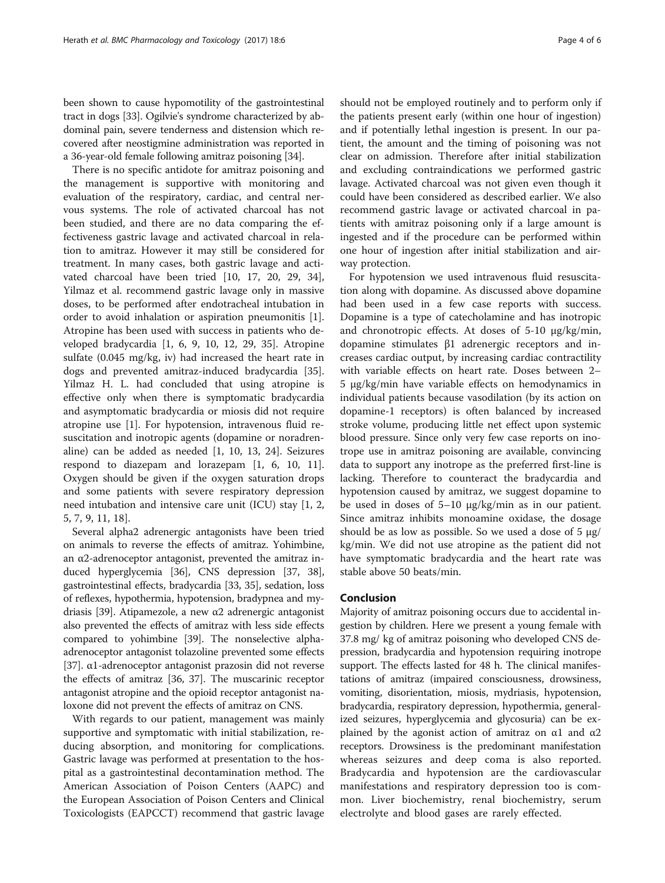been shown to cause hypomotility of the gastrointestinal tract in dogs [33]. Ogilvie's syndrome characterized by abdominal pain, severe tenderness and distension which recovered after neostigmine administration was reported in a 36-year-old female following amitraz poisoning [34].

There is no specific antidote for amitraz poisoning and the management is supportive with monitoring and evaluation of the respiratory, cardiac, and central nervous systems. The role of activated charcoal has not been studied, and there are no data comparing the effectiveness gastric lavage and activated charcoal in relation to amitraz. However it may still be considered for treatment. In many cases, both gastric lavage and activated charcoal have been tried [10, 17, 20, 29, 34], Yilmaz et al. recommend gastric lavage only in massive doses, to be performed after endotracheal intubation in order to avoid inhalation or aspiration pneumonitis [1]. Atropine has been used with success in patients who developed bradycardia [1, 6, 9, 10, 12, 29, 35]. Atropine sulfate (0.045 mg/kg, iv) had increased the heart rate in dogs and prevented amitraz-induced bradycardia [35]. Yilmaz H. L. had concluded that using atropine is effective only when there is symptomatic bradycardia and asymptomatic bradycardia or miosis did not require atropine use [1]. For hypotension, intravenous fluid resuscitation and inotropic agents (dopamine or noradrenaline) can be added as needed [1, 10, 13, 24]. Seizures respond to diazepam and lorazepam [1, 6, 10, 11]. Oxygen should be given if the oxygen saturation drops and some patients with severe respiratory depression need intubation and intensive care unit (ICU) stay [1, 2, 5, 7, 9, 11, 18].

Several alpha2 adrenergic antagonists have been tried on animals to reverse the effects of amitraz. Yohimbine, an α2-adrenoceptor antagonist, prevented the amitraz induced hyperglycemia [36], CNS depression [37, 38], gastrointestinal effects, bradycardia [33, 35], sedation, loss of reflexes, hypothermia, hypotension, bradypnea and mydriasis [39]. Atipamezole, a new α2 adrenergic antagonist also prevented the effects of amitraz with less side effects compared to yohimbine [39]. The nonselective alpha-adrenoceptor antagonist tolazoline prevented some effects [37]. α1-adrenoceptor antagonist prazosin did not reverse the effects of amitraz [36, 37]. The muscarinic receptor antagonist atropine and the opioid receptor antagonist naloxone did not prevent the effects of amitraz on CNS.

With regards to our patient, management was mainly supportive and symptomatic with initial stabilization, reducing absorption, and monitoring for complications. Gastric lavage was performed at presentation to the hospital as a gastrointestinal decontamination method. The American Association of Poison Centers (AAPC) and the European Association of Poison Centers and Clinical Toxicologists (EAPCCT) recommend that gastric lavage should not be employed routinely and to perform only if the patients present early (within one hour of ingestion) and if potentially lethal ingestion is present. In our patient, the amount and the timing of poisoning was not clear on admission. Therefore after initial stabilization and excluding contraindications we performed gastric lavage. Activated charcoal was not given even though it could have been considered as described earlier. We also recommend gastric lavage or activated charcoal in patients with amitraz poisoning only if a large amount is ingested and if the procedure can be performed within one hour of ingestion after initial stabilization and airway protection.

For hypotension we used intravenous fluid resuscitation along with dopamine. As discussed above dopamine had been used in a few case reports with success. Dopamine is a type of catecholamine and has inotropic and chronotropic effects. At doses of 5-10 μg/kg/min, dopamine stimulates β1 adrenergic receptors and increases cardiac output, by increasing cardiac contractility with variable effects on heart rate. Doses between 2–5 μg/kg/min have variable effects on hemodynamics in individual patients because vasodilation (by its action on dopamine-1 receptors) is often balanced by increased stroke volume, producing little net effect upon systemic blood pressure. Since only very few case reports on inotrope use in amitraz poisoning are available, convincing data to support any inotrope as the preferred first-line is lacking. Therefore to counteract the bradycardia and hypotension caused by amitraz, we suggest dopamine to be used in doses of 5–10 μg/kg/min as in our patient. Since amitraz inhibits monoamine oxidase, the dosage should be as low as possible. So we used a dose of 5 μg/kg/min. We did not use atropine as the patient did not have symptomatic bradycardia and the heart rate was stable above 50 beats/min.

## Conclusion

Majority of amitraz poisoning occurs due to accidental ingestion by children. Here we present a young female with 37.8 mg/ kg of amitraz poisoning who developed CNS depression, bradycardia and hypotension requiring inotrope support. The effects lasted for 48 h. The clinical manifestations of amitraz (impaired consciousness, drowsiness, vomiting, disorientation, miosis, mydriasis, hypotension, bradycardia, respiratory depression, hypothermia, generalized seizures, hyperglycemia and glycosuria) can be explained by the agonist action of amitraz on α1 and α2 receptors. Drowsiness is the predominant manifestation whereas seizures and deep coma is also reported. Bradycardia and hypotension are the cardiovascular manifestations and respiratory depression too is common. Liver biochemistry, renal biochemistry, serum electrolyte and blood gases are rarely effected.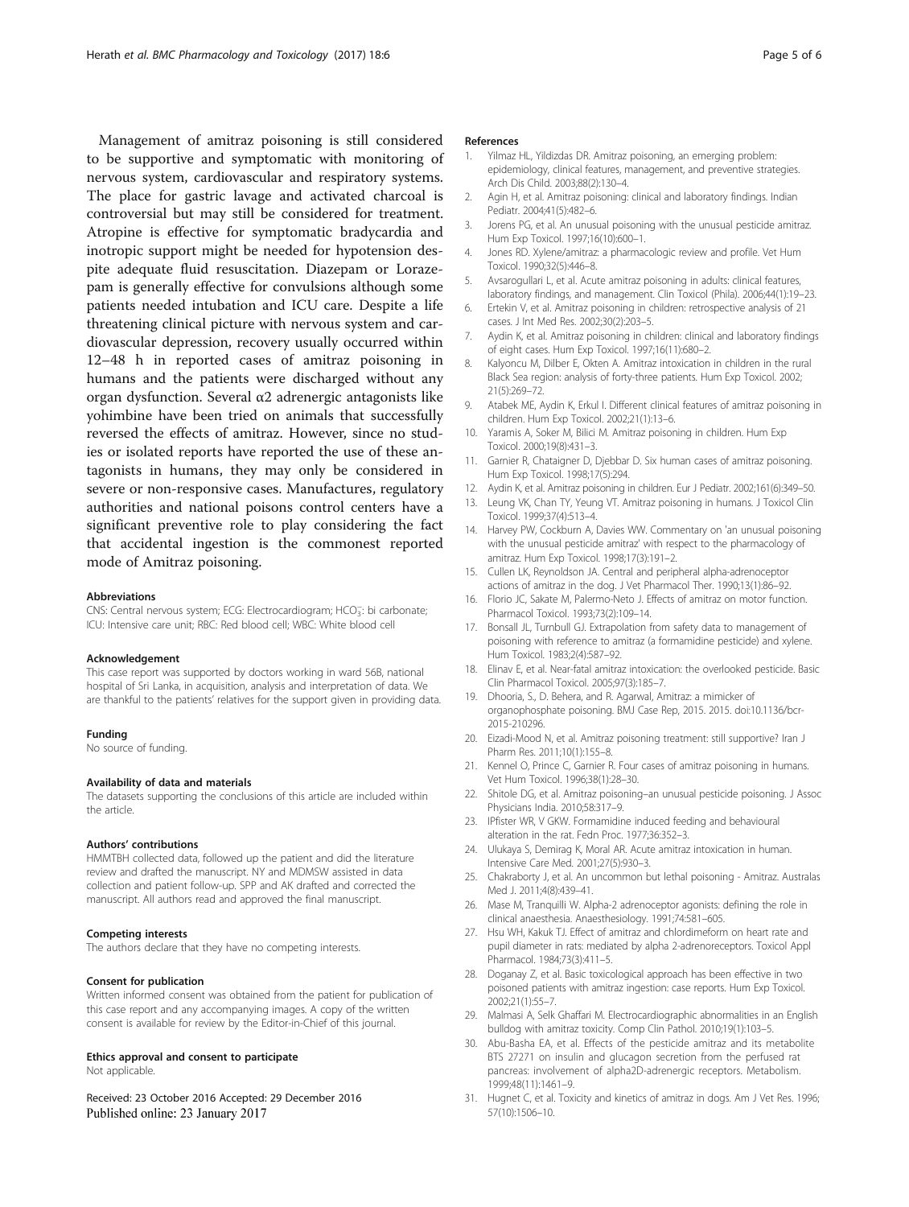Management of amitraz poisoning is still considered to be supportive and symptomatic with monitoring of nervous system, cardiovascular and respiratory systems. The place for gastric lavage and activated charcoal is controversial but may still be considered for treatment. Atropine is effective for symptomatic bradycardia and inotropic support might be needed for hypotension despite adequate fluid resuscitation. Diazepam or Lorazepam is generally effective for convulsions although some patients needed intubation and ICU care. Despite a life threatening clinical picture with nervous system and cardiovascular depression, recovery usually occurred within 12–48 h in reported cases of amitraz poisoning in humans and the patients were discharged without any organ dysfunction. Several α2 adrenergic antagonists like yohimbine have been tried on animals that successfully reversed the effects of amitraz. However, since no studies or isolated reports have reported the use of these antagonists in humans, they may only be considered in severe or non-responsive cases. Manufactures, regulatory authorities and national poisons control centers have a significant preventive role to play considering the fact that accidental ingestion is the commonest reported mode of Amitraz poisoning.

#### Abbreviations

CNS: Central nervous system; ECG: Electrocardiogram; $HCO_3^-$: bi carbonate; ICU: Intensive care unit; RBC: Red blood cell; WBC: White blood cell

#### Acknowledgement

This case report was supported by doctors working in ward 56B, national hospital of Sri Lanka, in acquisition, analysis and interpretation of data. We are thankful to the patients' relatives for the support given in providing data.

#### Funding

No source of funding.

#### Availability of data and materials

The datasets supporting the conclusions of this article are included within the article.

#### Authors' contributions

HMMTBH collected data, followed up the patient and did the literature review and drafted the manuscript. NY and MDMSW assisted in data collection and patient follow-up. SPP and AK drafted and corrected the manuscript. All authors read and approved the final manuscript.

#### Competing interests

The authors declare that they have no competing interests.

#### Consent for publication

Written informed consent was obtained from the patient for publication of this case report and any accompanying images. A copy of the written consent is available for review by the Editor-in-Chief of this journal.

#### Ethics approval and consent to participate

Not applicable.

Received: 23 October 2016 Accepted: 29 December 2016
Published online: 23 January 2017

#### References

1. Yilmaz HL, Yildizdas DR. Amitraz poisoning, an emerging problem: epidemiology, clinical features, management, and preventive strategies. Arch Dis Child. 2003;88(2):130–4.
2. Agin H, et al. Amitraz poisoning: clinical and laboratory findings. Indian Pediatr. 2004;41(5):482–6.
3. Jorens PG, et al. An unusual poisoning with the unusual pesticide amitraz. Hum Exp Toxicol. 1997;16(10):600–1.
4. Jones RD. Xylene/amitraz: a pharmacologic review and profile. Vet Hum Toxicol. 1990;32(5):446–8.
5. Avsarogullari L, et al. Acute amitraz poisoning in adults: clinical features, laboratory findings, and management. Clin Toxicol (Phila). 2006;44(1):19–23.
6. Ertekin V, et al. Amitraz poisoning in children: retrospective analysis of 21 cases. J Int Med Res. 2002;30(2):203–5.
7. Aydin K, et al. Amitraz poisoning in children: clinical and laboratory findings of eight cases. Hum Exp Toxicol. 1997;16(11):680–2.
8. Kalyoncu M, Dilber E, Okten A. Amitraz intoxication in children in the rural Black Sea region: analysis of forty-three patients. Hum Exp Toxicol. 2002; 21(5):269–72.
9. Atabek ME, Aydin K, Erkul I. Different clinical features of amitraz poisoning in children. Hum Exp Toxicol. 2002;21(1):13–6.
10. Yaramis A, Soker M, Bilici M. Amitraz poisoning in children. Hum Exp Toxicol. 2000;19(8):431–3.
11. Garnier R, Chataigner D, Djebbar D. Six human cases of amitraz poisoning. Hum Exp Toxicol. 1998;17(5):294.
12. Aydin K, et al. Amitraz poisoning in children. Eur J Pediatr. 2002;161(6):349–50.
13. Leung VK, Chan TY, Yeung VT. Amitraz poisoning in humans. J Toxicol Clin Toxicol. 1999;37(4):513–4.
14. Harvey PW, Cockburn A, Davies WW. Commentary on 'an unusual poisoning with the unusual pesticide amitraz' with respect to the pharmacology of amitraz. Hum Exp Toxicol. 1998;17(3):191–2.
15. Cullen LK, Reynoldson JA. Central and peripheral alpha-adrenoceptor actions of amitraz in the dog. J Vet Pharmacol Ther. 1990;13(1):86–92.
16. Florio JC, Sakate M, Palermo-Neto J. Effects of amitraz on motor function. Pharmacol Toxicol. 1993;73(2):109–14.
17. Bonsall JL, Turnbull GJ. Extrapolation from safety data to management of poisoning with reference to amitraz (a formamidine pesticide) and xylene. Hum Toxicol. 1983;2(4):587–92.
18. Elinav E, et al. Near-fatal amitraz intoxication: the overlooked pesticide. Basic Clin Pharmacol Toxicol. 2005;97(3):185–7.
19. Dhooria, S., D. Behera, and R. Agarwal, Amitraz: a mimicker of organophosphate poisoning. BMJ Case Rep, 2015. 2015. doi:10.1136/bcr-2015-210296.
20. Eizadi-Mood N, et al. Amitraz poisoning treatment: still supportive? Iran J Pharm Res. 2011;10(1):155–8.
21. Kennel O, Prince C, Garnier R. Four cases of amitraz poisoning in humans. Vet Hum Toxicol. 1996;38(1):28–30.
22. Shitole DG, et al. Amitraz poisoning–an unusual pesticide poisoning. J Assoc Physicians India. 2010;58:317–9.
23. IPfister WR, V GKW. Formamidine induced feeding and behavioural alteration in the rat. Fedn Proc. 1977;36:352–3.
24. Ulukaya S, Demirag K, Moral AR. Acute amitraz intoxication in human. Intensive Care Med. 2001;27(5):930–3.
25. Chakraborty J, et al. An uncommon but lethal poisoning - Amitraz. Australas Med J. 2011;4(8):439–41.
26. Mase M, Tranquilli W. Alpha-2 adrenoceptor agonists: defining the role in clinical anaesthesia. Anaesthesiology. 1991;74:581–605.
27. Hsu WH, Kakuk TJ. Effect of amitraz and chlordimeform on heart rate and pupil diameter in rats: mediated by alpha 2-adrenoreceptors. Toxicol Appl Pharmacol. 1984;73(3):411–5.
28. Doganay Z, et al. Basic toxicological approach has been effective in two poisoned patients with amitraz ingestion: case reports. Hum Exp Toxicol. 2002;21(1):55–7.
29. Malmasi A, Selk Ghaffari M. Electrocardiographic abnormalities in an English bulldog with amitraz toxicity. Comp Clin Pathol. 2010;19(1):103–5.
30. Abu-Basha EA, et al. Effects of the pesticide amitraz and its metabolite BTS 27271 on insulin and glucagon secretion from the perfused rat pancreas: involvement of alpha2D-adrenergic receptors. Metabolism. 1999;48(11):1461–9.
31. Hugnet C, et al. Toxicity and kinetics of amitraz in dogs. Am J Vet Res. 1996; 57(10):1506–10.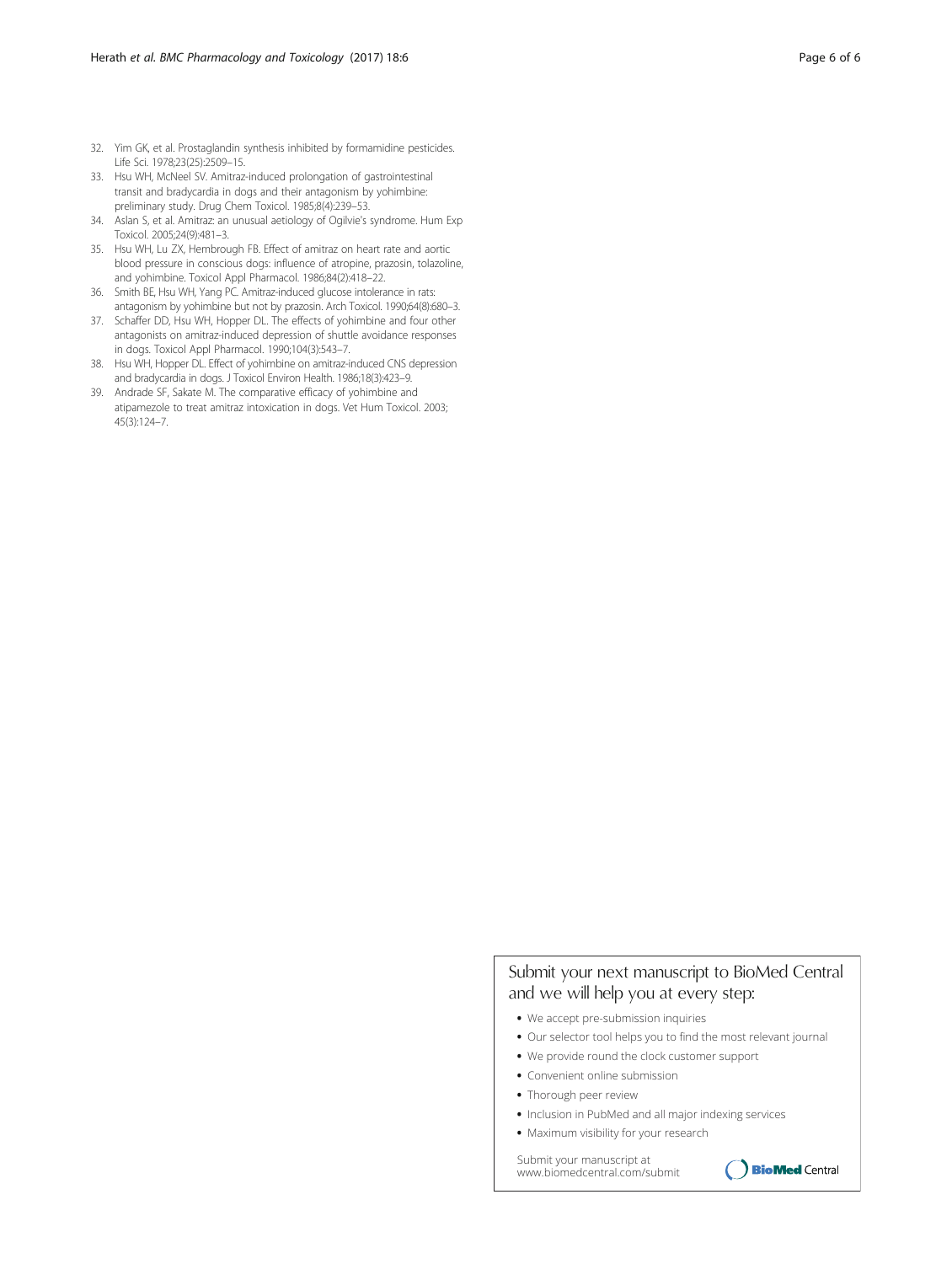32. Yim GK, et al. Prostaglandin synthesis inhibited by formamidine pesticides. Life Sci. 1978;23(25):2509–15.
33. Hsu WH, McNeel SV. Amitraz-induced prolongation of gastrointestinal transit and bradycardia in dogs and their antagonism by yohimbine: preliminary study. Drug Chem Toxicol. 1985;8(4):239–53.
34. Aslan S, et al. Amitraz: an unusual aetiology of Ogilvie's syndrome. Hum Exp Toxicol. 2005;24(9):481–3.
35. Hsu WH, Lu ZX, Hembrough FB. Effect of amitraz on heart rate and aortic blood pressure in conscious dogs: influence of atropine, prazosin, tolazoline, and yohimbine. Toxicol Appl Pharmacol. 1986;84(2):418–22.
36. Smith BE, Hsu WH, Yang PC. Amitraz-induced glucose intolerance in rats: antagonism by yohimbine but not by prazosin. Arch Toxicol. 1990;64(8):680–3.
37. Schaffer DD, Hsu WH, Hopper DL. The effects of yohimbine and four other antagonists on amitraz-induced depression of shuttle avoidance responses in dogs. Toxicol Appl Pharmacol. 1990;104(3):543–7.
38. Hsu WH, Hopper DL. Effect of yohimbine on amitraz-induced CNS depression and bradycardia in dogs. J Toxicol Environ Health. 1986;18(3):423–9.
39. Andrade SF, Sakate M. The comparative efficacy of yohimbine and atipamezole to treat amitraz intoxication in dogs. Vet Hum Toxicol. 2003; 45(3):124–7.

Submit your next manuscript to BioMed Central and we will help you at every step:

- We accept pre-submission inquiries
- Our selector tool helps you to find the most relevant journal
- We provide round the clock customer support
- Convenient online submission
- Thorough peer review
- Inclusion in PubMed and all major indexing services
- Maximum visibility for your research

Submit your manuscript at www.biomedcentral.com/submit

BioMed Central